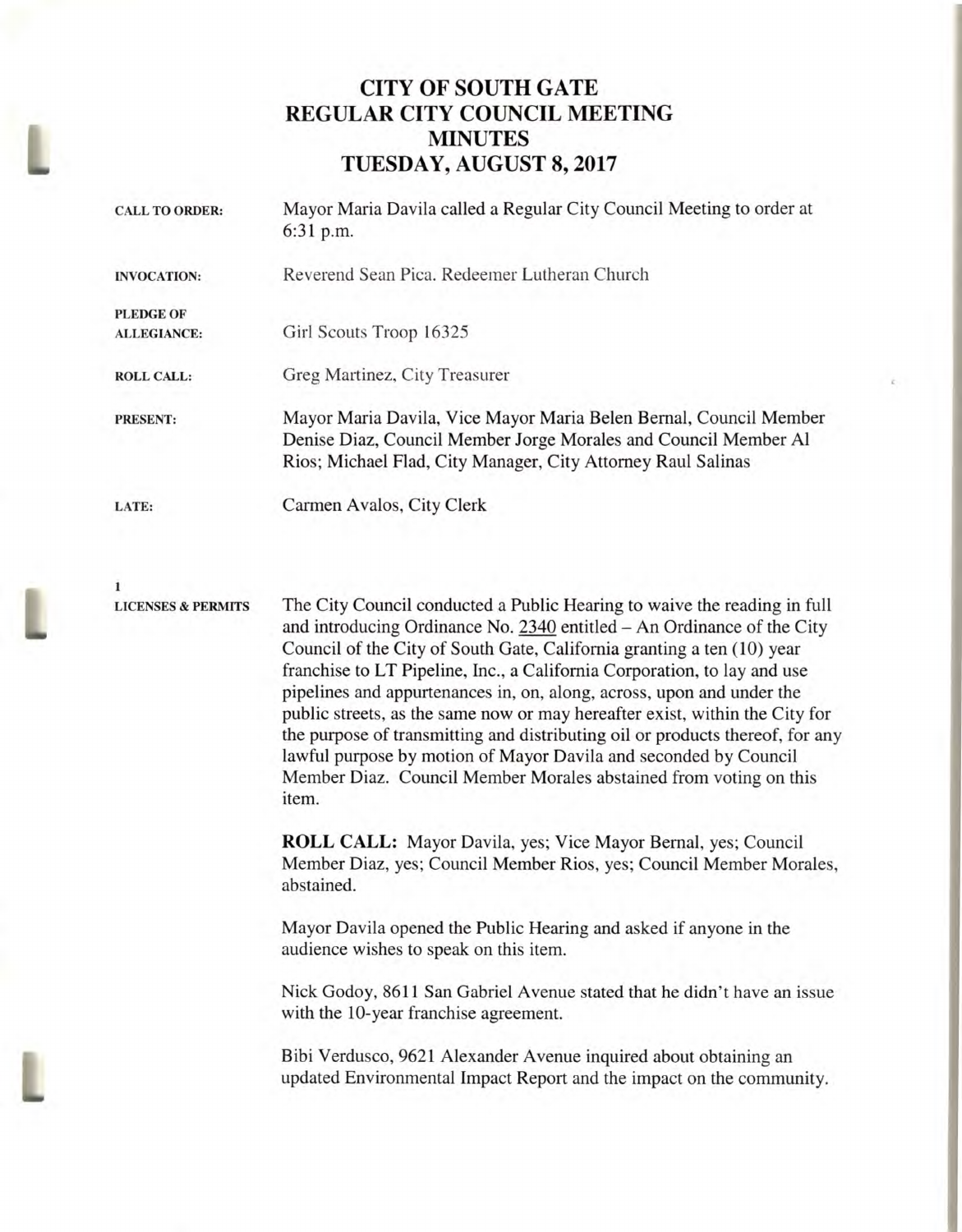# CITY OF SOUTH GATE
# REGULAR CITY COUNCIL MEETING
# MINUTES
# TUESDAY, AUGUST 8, 2017

**CALL TO ORDER:** Mayor Maria Davila called a Regular City Council Meeting to order at 6:31 p.m.

**INVOCATION:** Reverend Sean Pica. Redeemer Lutheran Church

**PLEDGE OF ALLEGIANCE:** Girl Scouts Troop 16325

**ROLL CALL:** Greg Martinez, City Treasurer

**PRESENT:** Mayor Maria Davila, Vice Mayor Maria Belen Bernal, Council Member Denise Diaz, Council Member Jorge Morales and Council Member Al Rios; Michael Flad, City Manager, City Attorney Raul Salinas

**LATE:** Carmen Avalos, City Clerk

**1**
**LICENSES & PERMITS**

The City Council conducted a Public Hearing to waive the reading in full and introducing Ordinance No. 2340 entitled – An Ordinance of the City Council of the City of South Gate, California granting a ten (10) year franchise to LT Pipeline, Inc., a California Corporation, to lay and use pipelines and appurtenances in, on, along, across, upon and under the public streets, as the same now or may hereafter exist, within the City for the purpose of transmitting and distributing oil or products thereof, for any lawful purpose by motion of Mayor Davila and seconded by Council Member Diaz. Council Member Morales abstained from voting on this item.

**ROLL CALL:** Mayor Davila, yes; Vice Mayor Bernal, yes; Council Member Diaz, yes; Council Member Rios, yes; Council Member Morales, abstained.

Mayor Davila opened the Public Hearing and asked if anyone in the audience wishes to speak on this item.

Nick Godoy, 8611 San Gabriel Avenue stated that he didn't have an issue with the 10-year franchise agreement.

Bibi Verdusco, 9621 Alexander Avenue inquired about obtaining an updated Environmental Impact Report and the impact on the community.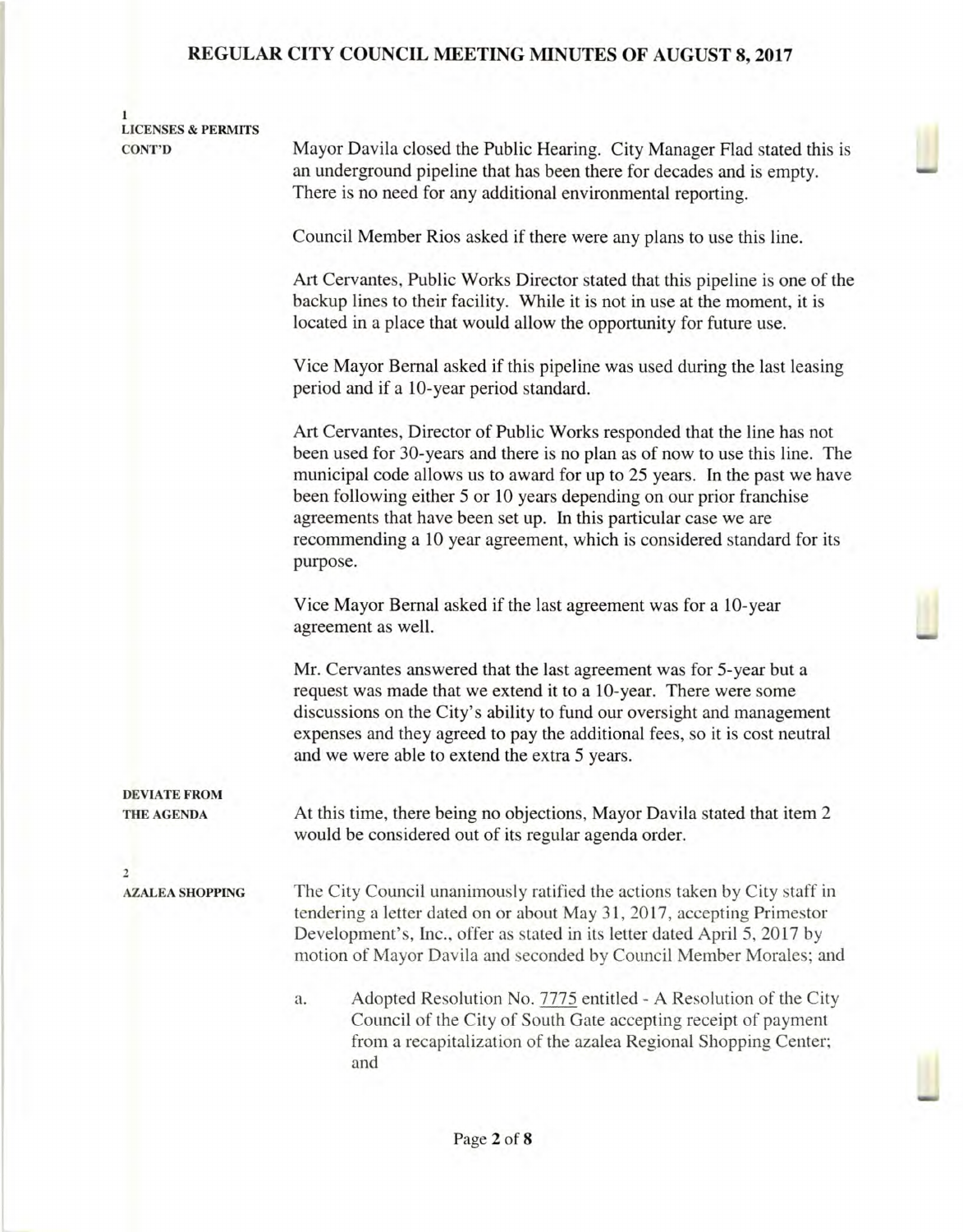**1**
**LICENSES & PERMITS CONT'D**

Mayor Davila closed the Public Hearing. City Manager Flad stated this is an underground pipeline that has been there for decades and is empty. There is no need for any additional environmental reporting.

Council Member Rios asked if there were any plans to use this line.

Art Cervantes, Public Works Director stated that this pipeline is one of the backup lines to their facility. While it is not in use at the moment, it is located in a place that would allow the opportunity for future use.

Vice Mayor Bernal asked if this pipeline was used during the last leasing period and if a 10-year period standard.

Art Cervantes, Director of Public Works responded that the line has not been used for 30-years and there is no plan as of now to use this line. The municipal code allows us to award for up to 25 years. In the past we have been following either 5 or 10 years depending on our prior franchise agreements that have been set up. In this particular case we are recommending a 10 year agreement, which is considered standard for its purpose.

Vice Mayor Bernal asked if the last agreement was for a 10-year agreement as well.

Mr. Cervantes answered that the last agreement was for 5-year but a request was made that we extend it to a 10-year. There were some discussions on the City's ability to fund our oversight and management expenses and they agreed to pay the additional fees, so it is cost neutral and we were able to extend the extra 5 years.

**DEVIATE FROM THE AGENDA**

At this time, there being no objections, Mayor Davila stated that item 2 would be considered out of its regular agenda order.

**2**
**AZALEA SHOPPING**

The City Council unanimously ratified the actions taken by City staff in tendering a letter dated on or about May 31, 2017, accepting Primestor Development's, Inc., offer as stated in its letter dated April 5, 2017 by motion of Mayor Davila and seconded by Council Member Morales; and

a. Adopted Resolution No. 7775 entitled - A Resolution of the City Council of the City of South Gate accepting receipt of payment from a recapitalization of the azalea Regional Shopping Center; and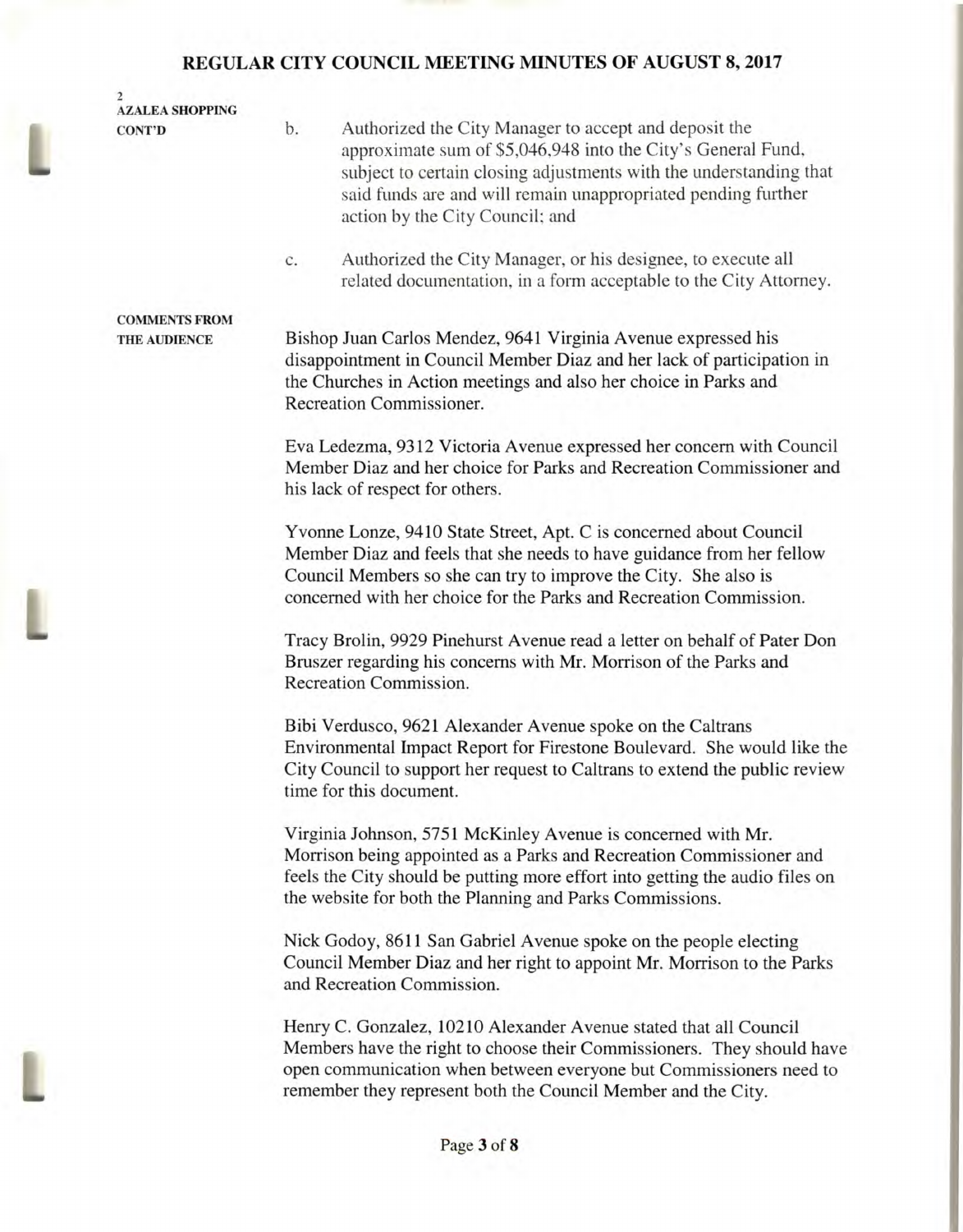**AZALEA SHOPPING CONT'D**

b. Authorized the City Manager to accept and deposit the approximate sum of $5,046,948 into the City's General Fund, subject to certain closing adjustments with the understanding that said funds are and will remain unappropriated pending further action by the City Council; and

c. Authorized the City Manager, or his designee, to execute all related documentation, in a form acceptable to the City Attorney.

**COMMENTS FROM THE AUDIENCE**

Bishop Juan Carlos Mendez, 9641 Virginia Avenue expressed his disappointment in Council Member Diaz and her lack of participation in the Churches in Action meetings and also her choice in Parks and Recreation Commissioner.

Eva Ledezma, 9312 Victoria Avenue expressed her concern with Council Member Diaz and her choice for Parks and Recreation Commissioner and his lack of respect for others.

Yvonne Lonze, 9410 State Street, Apt. C is concerned about Council Member Diaz and feels that she needs to have guidance from her fellow Council Members so she can try to improve the City. She also is concerned with her choice for the Parks and Recreation Commission.

Tracy Brolin, 9929 Pinehurst Avenue read a letter on behalf of Pater Don Bruszer regarding his concerns with Mr. Morrison of the Parks and Recreation Commission.

Bibi Verdusco, 9621 Alexander Avenue spoke on the Caltrans Environmental Impact Report for Firestone Boulevard. She would like the City Council to support her request to Caltrans to extend the public review time for this document.

Virginia Johnson, 5751 McKinley Avenue is concerned with Mr. Morrison being appointed as a Parks and Recreation Commissioner and feels the City should be putting more effort into getting the audio files on the website for both the Planning and Parks Commissions.

Nick Godoy, 8611 San Gabriel Avenue spoke on the people electing Council Member Diaz and her right to appoint Mr. Morrison to the Parks and Recreation Commission.

Henry C. Gonzalez, 10210 Alexander Avenue stated that all Council Members have the right to choose their Commissioners. They should have open communication when between everyone but Commissioners need to remember they represent both the Council Member and the City.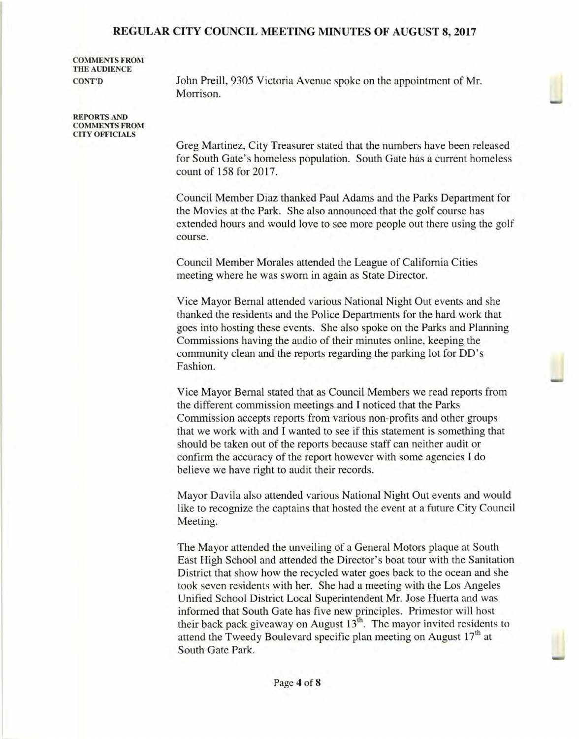**COMMENTS FROM THE AUDIENCE CONT'D**

John Preill, 9305 Victoria Avenue spoke on the appointment of Mr. Morrison.

**REPORTS AND COMMENTS FROM CITY OFFICIALS**

Greg Martinez, City Treasurer stated that the numbers have been released for South Gate's homeless population. South Gate has a current homeless count of 158 for 2017.

Council Member Diaz thanked Paul Adams and the Parks Department for the Movies at the Park. She also announced that the golf course has extended hours and would love to see more people out there using the golf course.

Council Member Morales attended the League of California Cities meeting where he was sworn in again as State Director.

Vice Mayor Bernal attended various National Night Out events and she thanked the residents and the Police Departments for the hard work that goes into hosting these events. She also spoke on the Parks and Planning Commissions having the audio of their minutes online, keeping the community clean and the reports regarding the parking lot for DD's Fashion.

Vice Mayor Bernal stated that as Council Members we read reports from the different commission meetings and I noticed that the Parks Commission accepts reports from various non-profits and other groups that we work with and I wanted to see if this statement is something that should be taken out of the reports because staff can neither audit or confirm the accuracy of the report however with some agencies I do believe we have right to audit their records.

Mayor Davila also attended various National Night Out events and would like to recognize the captains that hosted the event at a future City Council Meeting.

The Mayor attended the unveiling of a General Motors plaque at South East High School and attended the Director's boat tour with the Sanitation District that show how the recycled water goes back to the ocean and she took seven residents with her. She had a meeting with the Los Angeles Unified School District Local Superintendent Mr. Jose Huerta and was informed that South Gate has five new principles. Primestor will host their back pack giveaway on August 13th. The mayor invited residents to attend the Tweedy Boulevard specific plan meeting on August 17th at South Gate Park.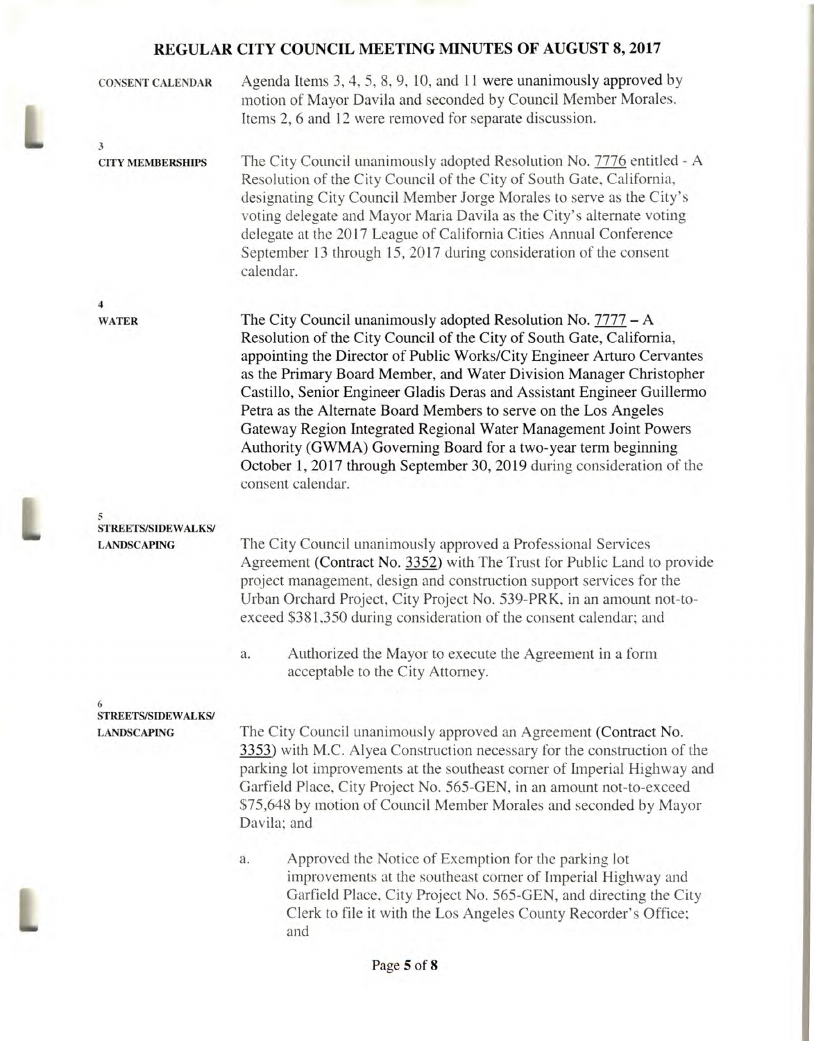# REGULAR CITY COUNCIL MEETING MINUTES OF AUGUST 8, 2017

**CONSENT CALENDAR**

Agenda Items 3, 4, 5, 8, 9, 10, and 11 were unanimously approved by motion of Mayor Davila and seconded by Council Member Morales. Items 2, 6 and 12 were removed for separate discussion.

**3**
**CITY MEMBERSHIPS**

The City Council unanimously adopted Resolution No. 7776 entitled - A Resolution of the City Council of the City of South Gate, California, designating City Council Member Jorge Morales to serve as the City's voting delegate and Mayor Maria Davila as the City's alternate voting delegate at the 2017 League of California Cities Annual Conference September 13 through 15, 2017 during consideration of the consent calendar.

**4**
**WATER**

The City Council unanimously adopted Resolution No. 7777 – A Resolution of the City Council of the City of South Gate, California, appointing the Director of Public Works/City Engineer Arturo Cervantes as the Primary Board Member, and Water Division Manager Christopher Castillo, Senior Engineer Gladis Deras and Assistant Engineer Guillermo Petra as the Alternate Board Members to serve on the Los Angeles Gateway Region Integrated Regional Water Management Joint Powers Authority (GWMA) Governing Board for a two-year term beginning October 1, 2017 through September 30, 2019 during consideration of the consent calendar.

**5**
**STREETS/SIDEWALKS/ LANDSCAPING**

The City Council unanimously approved a Professional Services Agreement (Contract No. 3352) with The Trust for Public Land to provide project management, design and construction support services for the Urban Orchard Project, City Project No. 539-PRK, in an amount not-to-exceed $381,350 during consideration of the consent calendar; and

a. Authorized the Mayor to execute the Agreement in a form acceptable to the City Attorney.

**6**
**STREETS/SIDEWALKS/ LANDSCAPING**

The City Council unanimously approved an Agreement (Contract No. 3353) with M.C. Alyea Construction necessary for the construction of the parking lot improvements at the southeast corner of Imperial Highway and Garfield Place, City Project No. 565-GEN, in an amount not-to-exceed $75,648 by motion of Council Member Morales and seconded by Mayor Davila; and

a. Approved the Notice of Exemption for the parking lot improvements at the southeast corner of Imperial Highway and Garfield Place, City Project No. 565-GEN, and directing the City Clerk to file it with the Los Angeles County Recorder's Office; and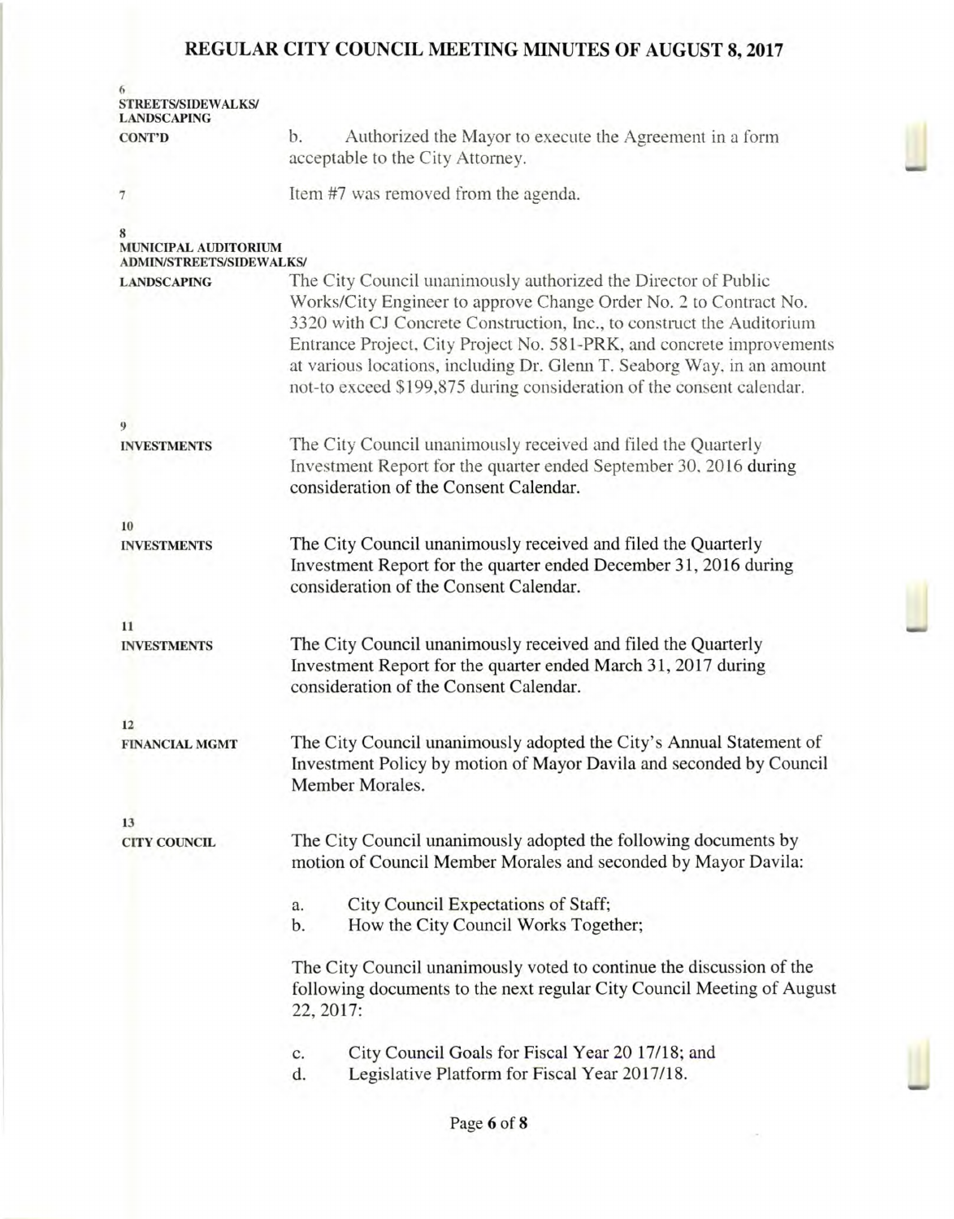**6**
**STREETS/SIDEWALKS/ LANDSCAPING CONT'D**

b. Authorized the Mayor to execute the Agreement in a form acceptable to the City Attorney.

**7**

Item #7 was removed from the agenda.

**8**
**MUNICIPAL AUDITORIUM ADMIN/STREETS/SIDEWALKS/ LANDSCAPING**

The City Council unanimously authorized the Director of Public Works/City Engineer to approve Change Order No. 2 to Contract No. 3320 with CJ Concrete Construction, Inc., to construct the Auditorium Entrance Project, City Project No. 581-PRK, and concrete improvements at various locations, including Dr. Glenn T. Seaborg Way, in an amount not-to exceed $199,875 during consideration of the consent calendar.

**9**
**INVESTMENTS**

The City Council unanimously received and filed the Quarterly Investment Report for the quarter ended September 30, 2016 during consideration of the Consent Calendar.

**10**
**INVESTMENTS**

The City Council unanimously received and filed the Quarterly Investment Report for the quarter ended December 31, 2016 during consideration of the Consent Calendar.

**11**
**INVESTMENTS**

The City Council unanimously received and filed the Quarterly Investment Report for the quarter ended March 31, 2017 during consideration of the Consent Calendar.

**12**
**FINANCIAL MGMT**

The City Council unanimously adopted the City's Annual Statement of Investment Policy by motion of Mayor Davila and seconded by Council Member Morales.

**13**
**CITY COUNCIL**

The City Council unanimously adopted the following documents by motion of Council Member Morales and seconded by Mayor Davila:

a. City Council Expectations of Staff;
b. How the City Council Works Together;

The City Council unanimously voted to continue the discussion of the following documents to the next regular City Council Meeting of August 22, 2017:

c. City Council Goals for Fiscal Year 20 17/18; and
d. Legislative Platform for Fiscal Year 2017/18.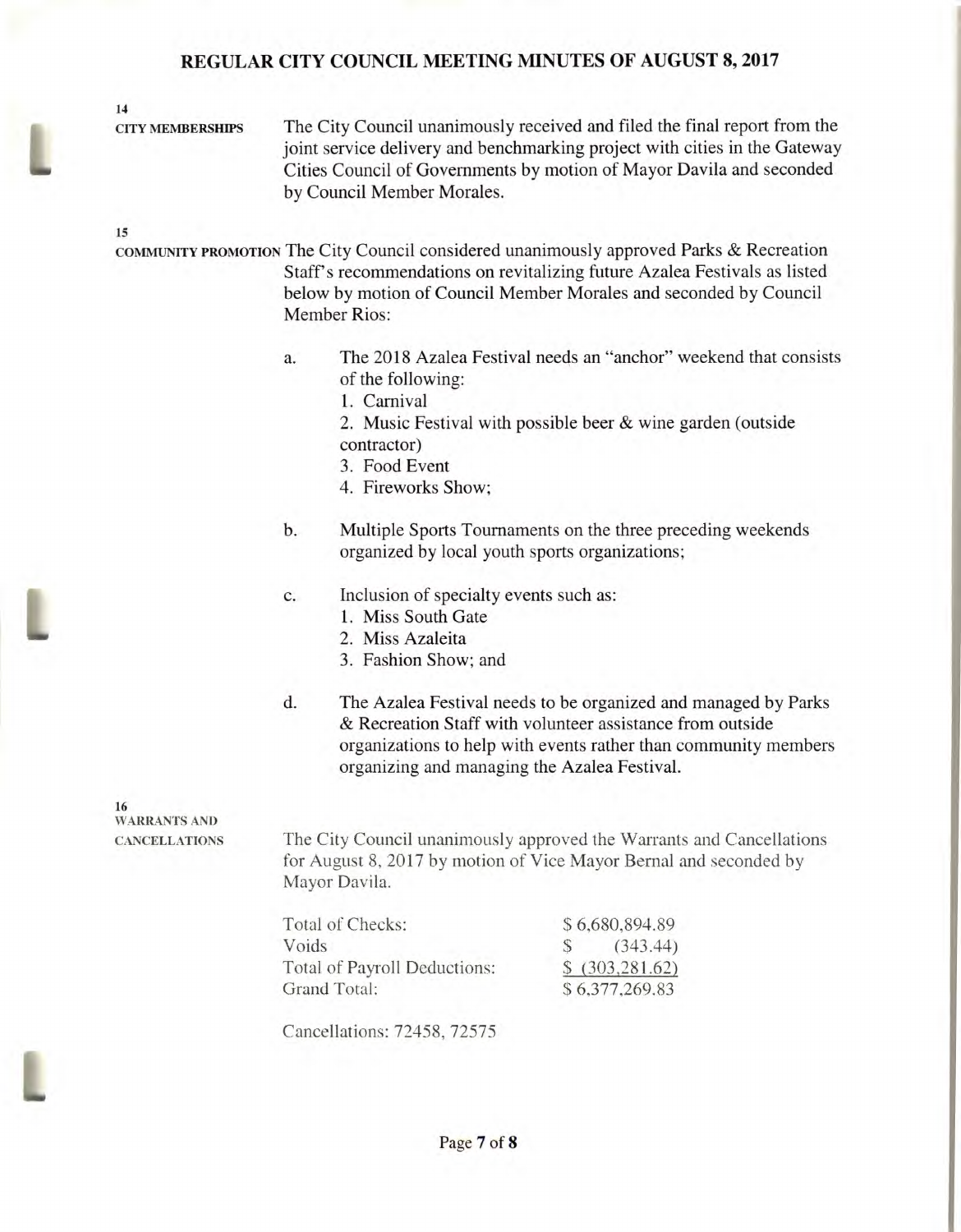# REGULAR CITY COUNCIL MEETING MINUTES OF AUGUST 8, 2017

**14**
**CITY MEMBERSHIPS**

The City Council unanimously received and filed the final report from the joint service delivery and benchmarking project with cities in the Gateway Cities Council of Governments by motion of Mayor Davila and seconded by Council Member Morales.

**15**
**COMMUNITY PROMOTION**

The City Council considered unanimously approved Parks & Recreation Staff's recommendations on revitalizing future Azalea Festivals as listed below by motion of Council Member Morales and seconded by Council Member Rios:

a. The 2018 Azalea Festival needs an "anchor" weekend that consists of the following:
   1. Carnival
   2. Music Festival with possible beer & wine garden (outside contractor)
   3. Food Event
   4. Fireworks Show;

b. Multiple Sports Tournaments on the three preceding weekends organized by local youth sports organizations;

c. Inclusion of specialty events such as:
   1. Miss South Gate
   2. Miss Azaleita
   3. Fashion Show; and

d. The Azalea Festival needs to be organized and managed by Parks & Recreation Staff with volunteer assistance from outside organizations to help with events rather than community members organizing and managing the Azalea Festival.

**16**
**WARRANTS AND CANCELLATIONS**

The City Council unanimously approved the Warrants and Cancellations for August 8, 2017 by motion of Vice Mayor Bernal and seconded by Mayor Davila.

| | |
|---|---|
| Total of Checks: | $ 6,680,894.89 |
| Voids | $ (343.44) |
| Total of Payroll Deductions: | $ (303,281.62) |
| Grand Total: | $ 6,377,269.83 |

Cancellations: 72458, 72575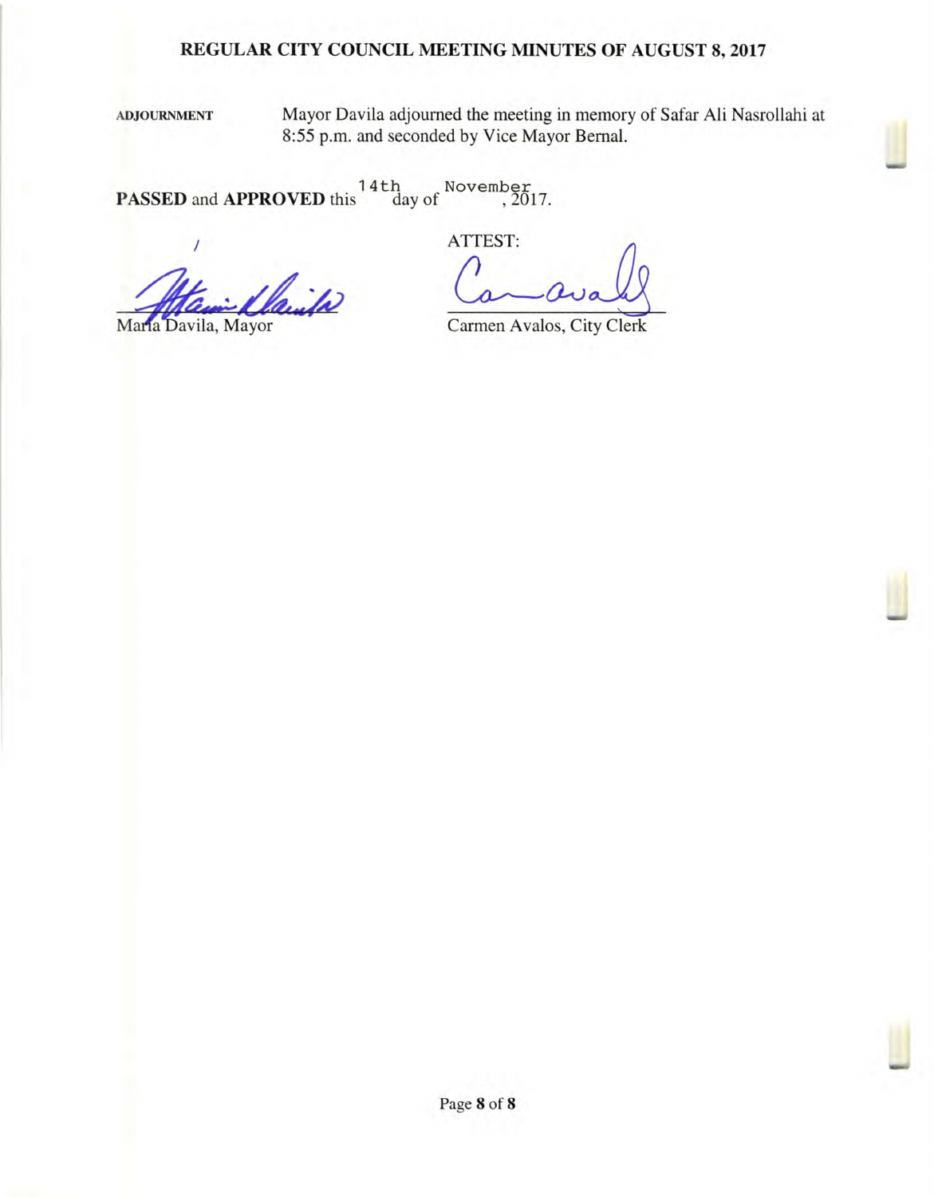**REGULAR CITY COUNCIL MEETING MINUTES OF AUGUST 8, 2017**

**ADJOURNMENT** Mayor Davila adjourned the meeting in memory of Safar Ali Nasrollahi at 8:55 p.m. and seconded by Vice Mayor Bernal.

**PASSED** and **APPROVED** this 14th day of November, 2017.

Maria Davila, Mayor

ATTEST:

Carmen Avalos, City Clerk